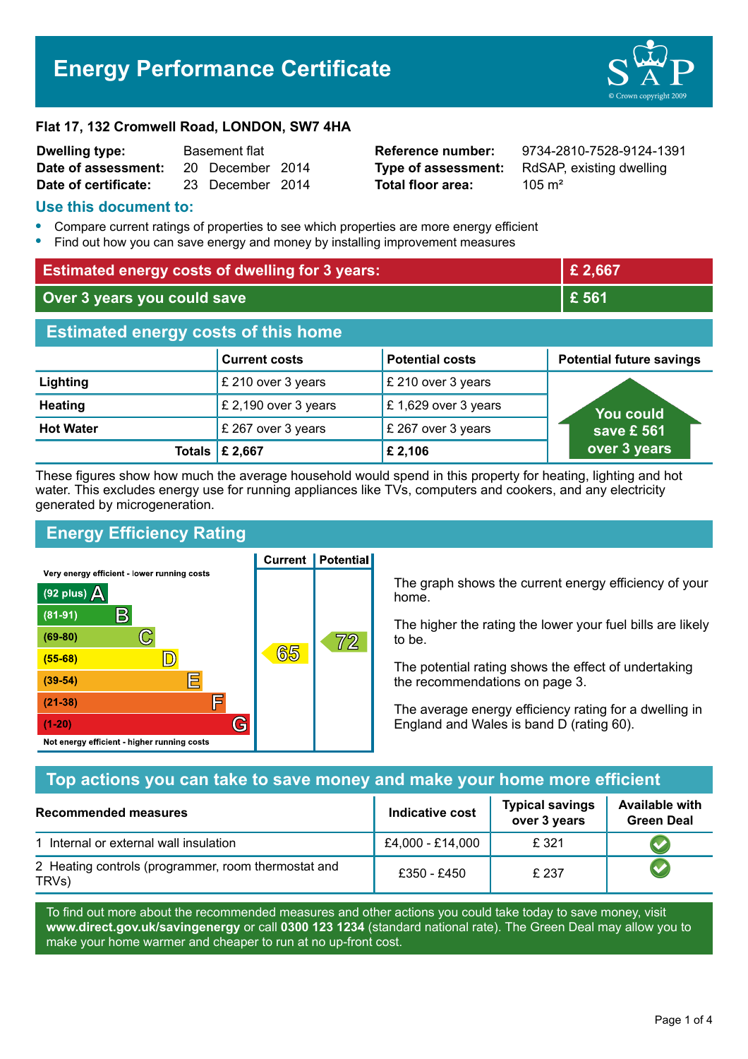# Energy Performance Certificate

**Flat 17, 132 Cromwell Road, LONDON, SW7 4HA**

| | | | |
|---|---|---|---|
| **Dwelling type:** | Basement flat | **Reference number:** | 9734-2810-7528-9124-1391 |
| **Date of assessment:** | 20 December 2014 | **Type of assessment:** | RdSAP, existing dwelling |
| **Date of certificate:** | 23 December 2014 | **Total floor area:** | 105 m² |

## Use this document to:

- Compare current ratings of properties to see which properties are more energy efficient
- Find out how you can save energy and money by installing improvement measures

| | |
|---|---|
| **Estimated energy costs of dwelling for 3 years:** | **£ 2,667** |
| **Over 3 years you could save** | **£ 561** |

## Estimated energy costs of this home

| | Current costs | Potential costs | Potential future savings |
|---|---|---|---|
| **Lighting** | £ 210 over 3 years | £ 210 over 3 years | You could save £ 561 over 3 years |
| **Heating** | £ 2,190 over 3 years | £ 1,629 over 3 years | |
| **Hot Water** | £ 267 over 3 years | £ 267 over 3 years | |
| **Totals** | **£ 2,667** | **£ 2,106** | |

These figures show how much the average household would spend in this property for heating, lighting and hot water. This excludes energy use for running appliances like TVs, computers and cookers, and any electricity generated by microgeneration.

## Energy Efficiency Rating

| Rating band | Current | Potential |
|---|---|---|
| Very energy efficient - lower running costs | | |
| (92 plus) A | | |
| (81-91) B | | |
| (69-80) C | | 72 |
| (55-68) D | 65 | |
| (39-54) E | | |
| (21-38) F | | |
| (1-20) G | | |
| Not energy efficient - higher running costs | | |

The graph shows the current energy efficiency of your home.

The higher the rating the lower your fuel bills are likely to be.

The potential rating shows the effect of undertaking the recommendations on page 3.

The average energy efficiency rating for a dwelling in England and Wales is band D (rating 60).

## Top actions you can take to save money and make your home more efficient

| Recommended measures | Indicative cost | Typical savings over 3 years | Available with Green Deal |
|---|---|---|---|
| 1 Internal or external wall insulation | £4,000 - £14,000 | £ 321 | ✔ |
| 2 Heating controls (programmer, room thermostat and TRVs) | £350 - £450 | £ 237 | ✔ |

To find out more about the recommended measures and other actions you could take today to save money, visit **www.direct.gov.uk/savingenergy** or call **0300 123 1234** (standard national rate). The Green Deal may allow you to make your home warmer and cheaper to run at no up-front cost.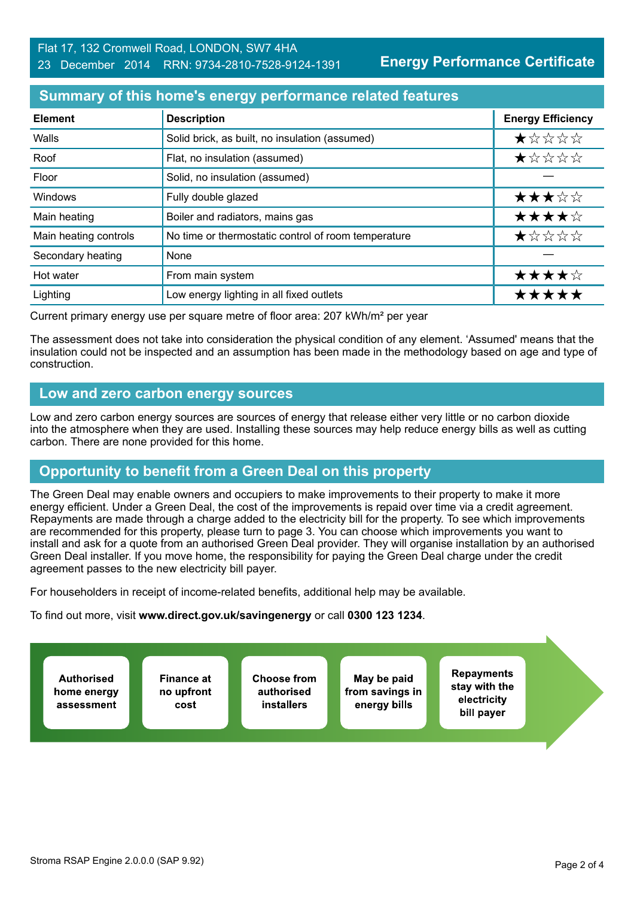Flat 17, 132 Cromwell Road, LONDON, SW7 4HA
23 December 2014 RRN: 9734-2810-7528-9124-1391

**Energy Performance Certificate**

## Summary of this home's energy performance related features

| Element | Description | Energy Efficiency |
|---|---|---|
| Walls | Solid brick, as built, no insulation (assumed) | ★☆☆☆☆ |
| Roof | Flat, no insulation (assumed) | ★☆☆☆☆ |
| Floor | Solid, no insulation (assumed) | — |
| Windows | Fully double glazed | ★★★☆☆ |
| Main heating | Boiler and radiators, mains gas | ★★★★☆ |
| Main heating controls | No time or thermostatic control of room temperature | ★☆☆☆☆ |
| Secondary heating | None | — |
| Hot water | From main system | ★★★★☆ |
| Lighting | Low energy lighting in all fixed outlets | ★★★★★ |

Current primary energy use per square metre of floor area: 207 kWh/m² per year

The assessment does not take into consideration the physical condition of any element. 'Assumed' means that the insulation could not be inspected and an assumption has been made in the methodology based on age and type of construction.

## Low and zero carbon energy sources

Low and zero carbon energy sources are sources of energy that release either very little or no carbon dioxide into the atmosphere when they are used. Installing these sources may help reduce energy bills as well as cutting carbon. There are none provided for this home.

## Opportunity to benefit from a Green Deal on this property

The Green Deal may enable owners and occupiers to make improvements to their property to make it more energy efficient. Under a Green Deal, the cost of the improvements is repaid over time via a credit agreement. Repayments are made through a charge added to the electricity bill for the property. To see which improvements are recommended for this property, please turn to page 3. You can choose which improvements you want to install and ask for a quote from an authorised Green Deal provider. They will organise installation by an authorised Green Deal installer. If you move home, the responsibility for paying the Green Deal charge under the credit agreement passes to the new electricity bill payer.

For householders in receipt of income-related benefits, additional help may be available.

To find out more, visit **www.direct.gov.uk/savingenergy** or call **0300 123 1234**.

- **Authorised home energy assessment**
- **Finance at no upfront cost**
- **Choose from authorised installers**
- **May be paid from savings in energy bills**
- **Repayments stay with the electricity bill payer**

Stroma RSAP Engine 2.0.0.0 (SAP 9.92)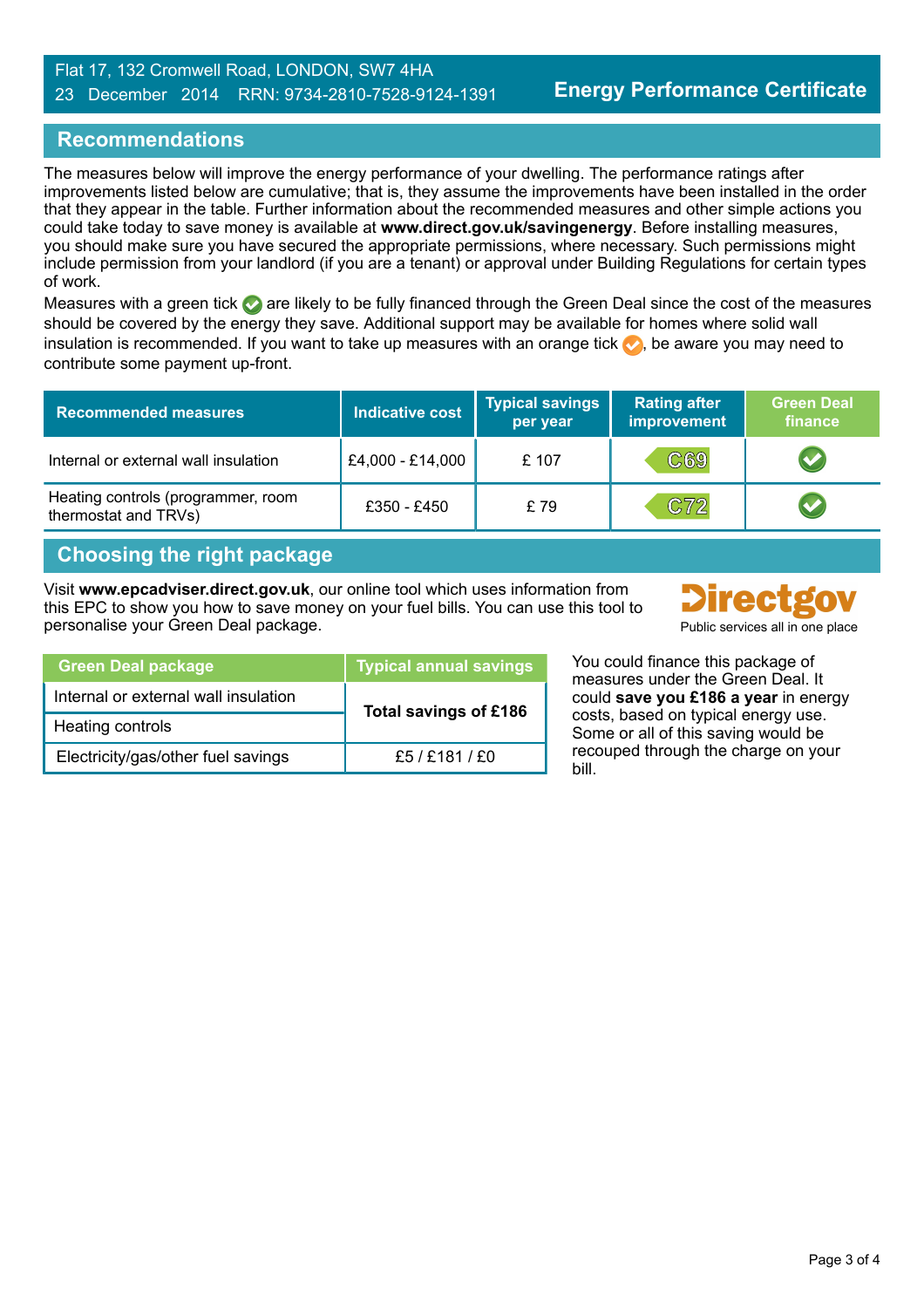## Recommendations

The measures below will improve the energy performance of your dwelling. The performance ratings after improvements listed below are cumulative; that is, they assume the improvements have been installed in the order that they appear in the table. Further information about the recommended measures and other simple actions you could take today to save money is available at **www.direct.gov.uk/savingenergy**. Before installing measures, you should make sure you have secured the appropriate permissions, where necessary. Such permissions might include permission from your landlord (if you are a tenant) or approval under Building Regulations for certain types of work.

Measures with a green tick ✔ are likely to be fully financed through the Green Deal since the cost of the measures should be covered by the energy they save. Additional support may be available for homes where solid wall insulation is recommended. If you want to take up measures with an orange tick ✔, be aware you may need to contribute some payment up-front.

| Recommended measures | Indicative cost | Typical savings per year | Rating after improvement | Green Deal finance |
|---|---|---|---|---|
| Internal or external wall insulation | £4,000 - £14,000 | £ 107 | C69 | ✔ |
| Heating controls (programmer, room thermostat and TRVs) | £350 - £450 | £ 79 | C72 | ✔ |

## Choosing the right package

Visit **www.epcadviser.direct.gov.uk**, our online tool which uses information from this EPC to show you how to save money on your fuel bills. You can use this tool to personalise your Green Deal package.

Directgov
Public services all in one place

| Green Deal package | Typical annual savings |
|---|---|
| Internal or external wall insulation | **Total savings of £186** |
| Heating controls | |
| Electricity/gas/other fuel savings | £5 / £181 / £0 |

You could finance this package of measures under the Green Deal. It could **save you £186 a year** in energy costs, based on typical energy use. Some or all of this saving would be recouped through the charge on your bill.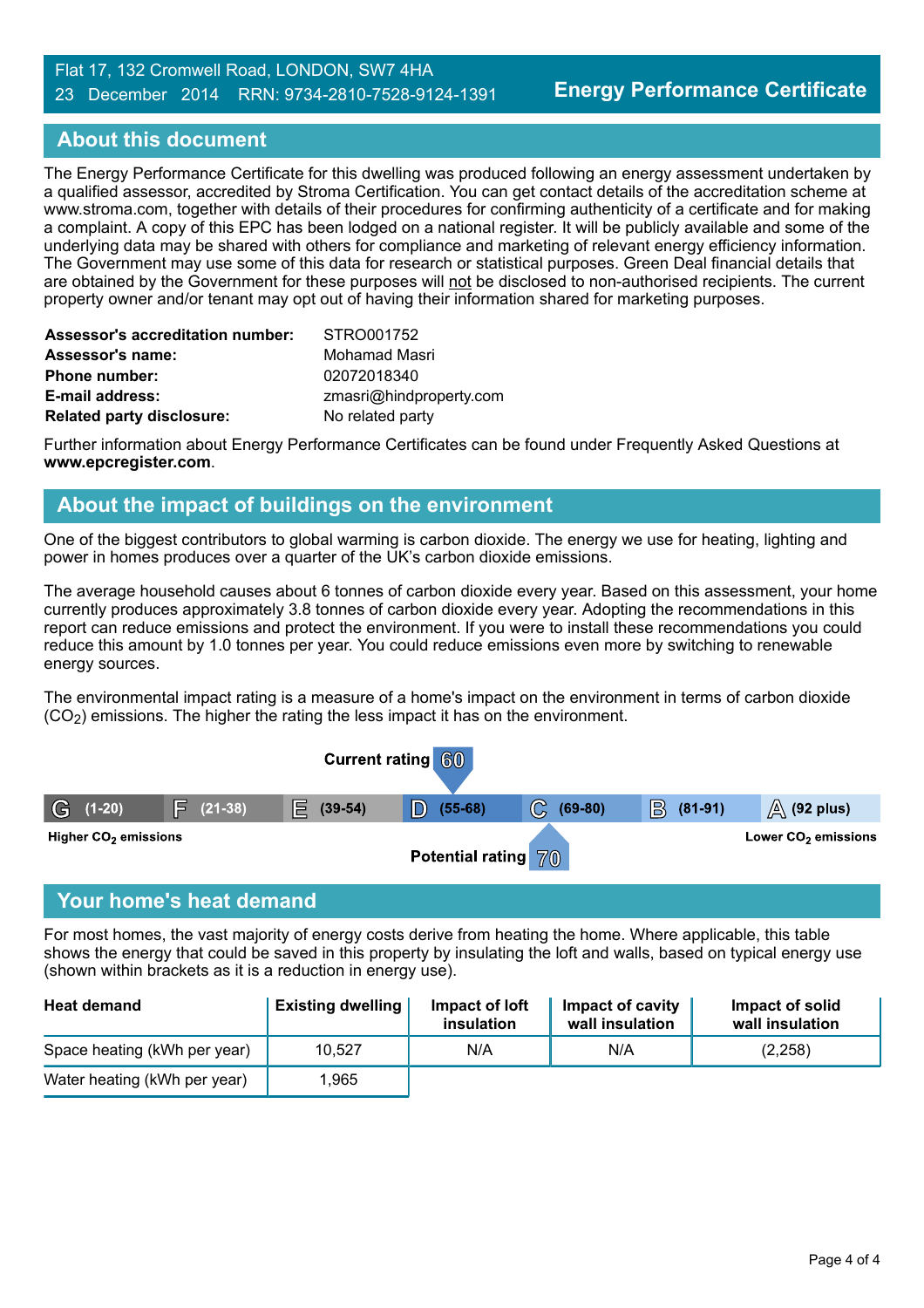Flat 17, 132 Cromwell Road, LONDON, SW7 4HA
23 December 2014 RRN: 9734-2810-7528-9124-1391

**Energy Performance Certificate**

## About this document

The Energy Performance Certificate for this dwelling was produced following an energy assessment undertaken by a qualified assessor, accredited by Stroma Certification. You can get contact details of the accreditation scheme at www.stroma.com, together with details of their procedures for confirming authenticity of a certificate and for making a complaint. A copy of this EPC has been lodged on a national register. It will be publicly available and some of the underlying data may be shared with others for compliance and marketing of relevant energy efficiency information. The Government may use some of this data for research or statistical purposes. Green Deal financial details that are obtained by the Government for these purposes will not be disclosed to non-authorised recipients. The current property owner and/or tenant may opt out of having their information shared for marketing purposes.

| | |
|---|---|
| **Assessor's accreditation number:** | STRO001752 |
| **Assessor's name:** | Mohamad Masri |
| **Phone number:** | 02072018340 |
| **E-mail address:** | zmasri@hindproperty.com |
| **Related party disclosure:** | No related party |

Further information about Energy Performance Certificates can be found under Frequently Asked Questions at **www.epcregister.com**.

## About the impact of buildings on the environment

One of the biggest contributors to global warming is carbon dioxide. The energy we use for heating, lighting and power in homes produces over a quarter of the UK's carbon dioxide emissions.

The average household causes about 6 tonnes of carbon dioxide every year. Based on this assessment, your home currently produces approximately 3.8 tonnes of carbon dioxide every year. Adopting the recommendations in this report can reduce emissions and protect the environment. If you were to install these recommendations you could reduce this amount by 1.0 tonnes per year. You could reduce emissions even more by switching to renewable energy sources.

The environmental impact rating is a measure of a home's impact on the environment in terms of carbon dioxide ($CO_2$) emissions. The higher the rating the less impact it has on the environment.

Current rating 60

G (1-20) F (21-38) E (39-54) D (55-68) C (69-80) B (81-91) A (92 plus)

Higher $CO_2$ emissions

Lower $CO_2$ emissions

Potential rating 70

## Your home's heat demand

For most homes, the vast majority of energy costs derive from heating the home. Where applicable, this table shows the energy that could be saved in this property by insulating the loft and walls, based on typical energy use (shown within brackets as it is a reduction in energy use).

| Heat demand | Existing dwelling | Impact of loft insulation | Impact of cavity wall insulation | Impact of solid wall insulation |
|---|---|---|---|---|
| Space heating (kWh per year) | 10,527 | N/A | N/A | (2,258) |
| Water heating (kWh per year) | 1,965 | | | |